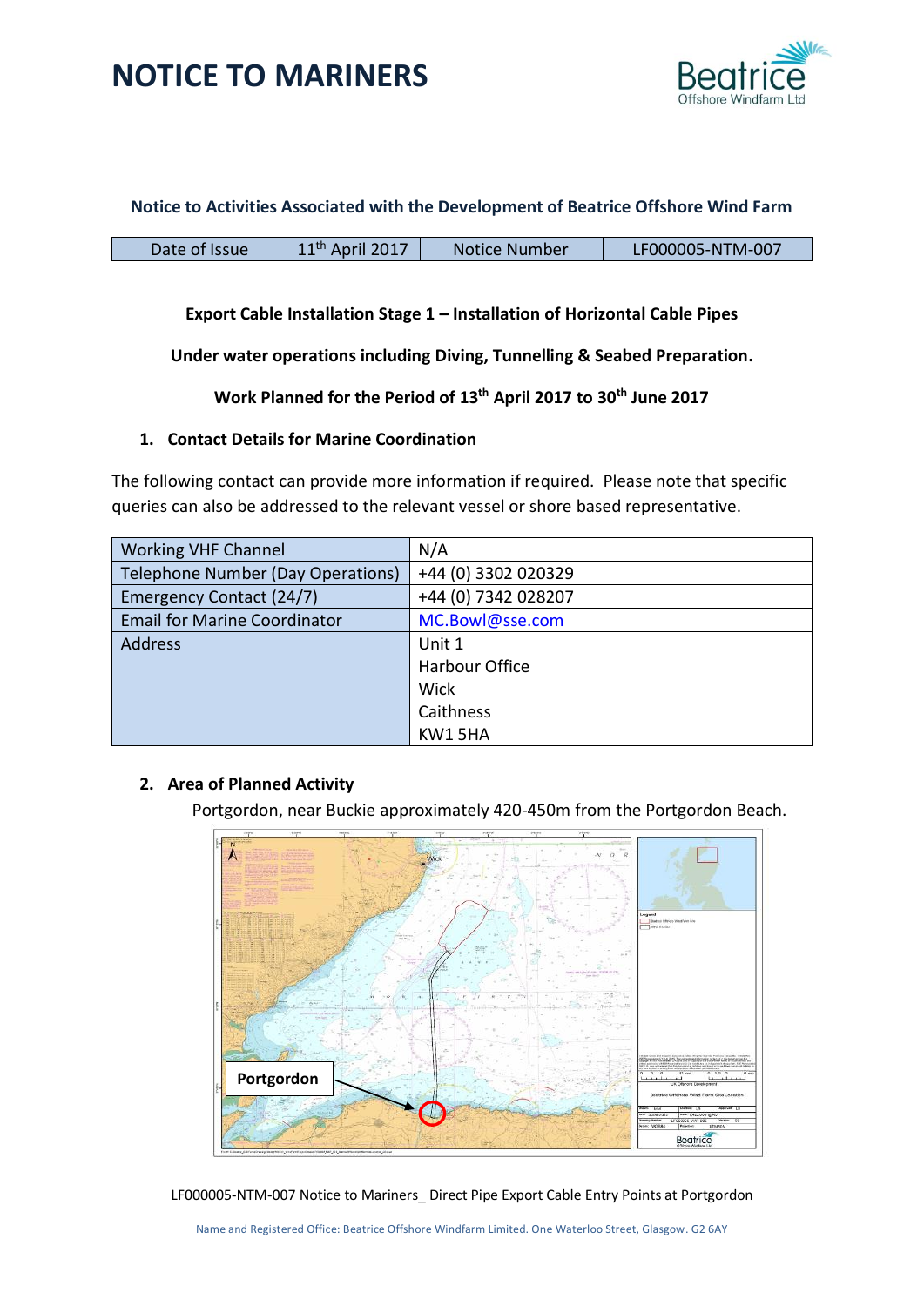# NOTICE TO MARINERS

Beatrice Offshore Windfarm Ltd

**Notice to Activities Associated with the Development of Beatrice Offshore Wind Farm**

| Date of Issue | 11th April 2017 | Notice Number | LF000005-NTM-007 |
|---|---|---|---|

**Export Cable Installation Stage 1 – Installation of Horizontal Cable Pipes**

**Under water operations including Diving, Tunnelling & Seabed Preparation.**

**Work Planned for the Period of 13th April 2017 to 30th June 2017**

## 1. Contact Details for Marine Coordination

The following contact can provide more information if required. Please note that specific queries can also be addressed to the relevant vessel or shore based representative.

| Working VHF Channel | N/A |
|---|---|
| Telephone Number (Day Operations) | +44 (0) 3302 020329 |
| Emergency Contact (24/7) | +44 (0) 7342 028207 |
| Email for Marine Coordinator | MC.Bowl@sse.com |
| Address | Unit 1<br>Harbour Office<br>Wick<br>Caithness<br>KW1 5HA |

## 2. Area of Planned Activity

Portgordon, near Buckie approximately 420-450m from the Portgordon Beach.

Portgordon

LF000005-NTM-007 Notice to Mariners_ Direct Pipe Export Cable Entry Points at Portgordon

Name and Registered Office: Beatrice Offshore Windfarm Limited. One Waterloo Street, Glasgow. G2 6AY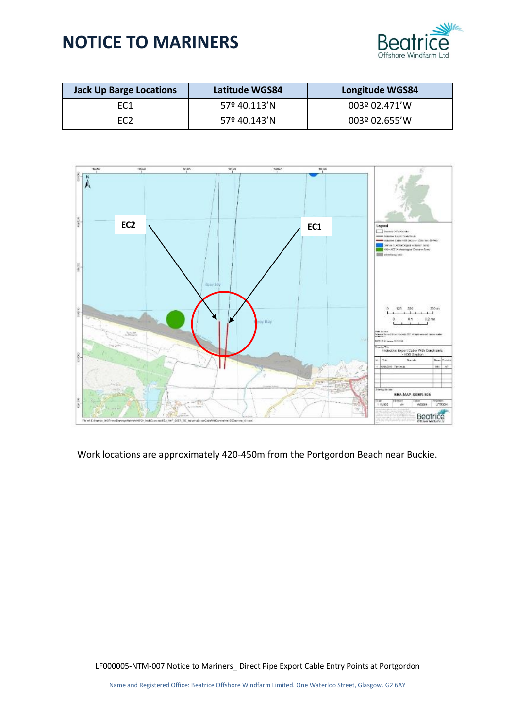# NOTICE TO MARINERS

| Jack Up Barge Locations | Latitude WGS84 | Longitude WGS84 |
|---|---|---|
| EC1 | 57º 40.113'N | 003º 02.471'W |
| EC2 | 57º 40.143'N | 003º 02.655'W |

Work locations are approximately 420-450m from the Portgordon Beach near Buckie.

LF000005-NTM-007 Notice to Mariners_ Direct Pipe Export Cable Entry Points at Portgordon

Name and Registered Office: Beatrice Offshore Windfarm Limited. One Waterloo Street, Glasgow. G2 6AY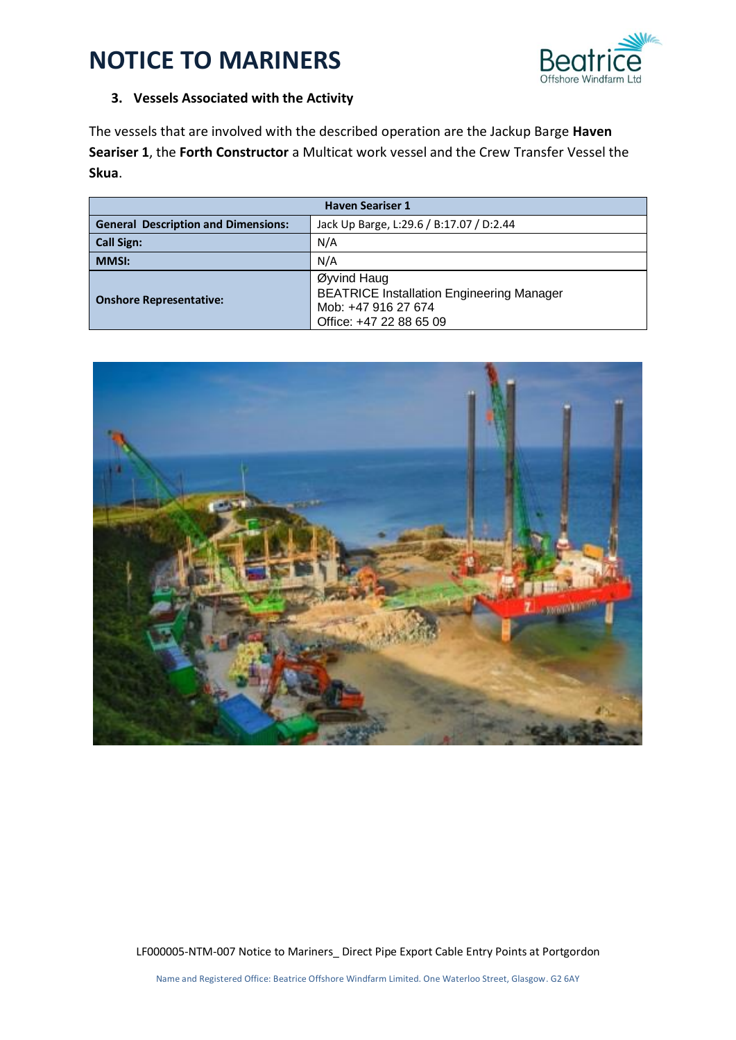### 3. Vessels Associated with the Activity

The vessels that are involved with the described operation are the Jackup Barge **Haven Seariser 1**, the **Forth Constructor** a Multicat work vessel and the Crew Transfer Vessel the **Skua**.

| Haven Seariser 1 | |
|---|---|
| **General Description and Dimensions:** | Jack Up Barge, L:29.6 / B:17.07 / D:2.44 |
| **Call Sign:** | N/A |
| **MMSI:** | N/A |
| **Onshore Representative:** | Øyvind Haug<br>BEATRICE Installation Engineering Manager<br>Mob: +47 916 27 674<br>Office: +47 22 88 65 09 |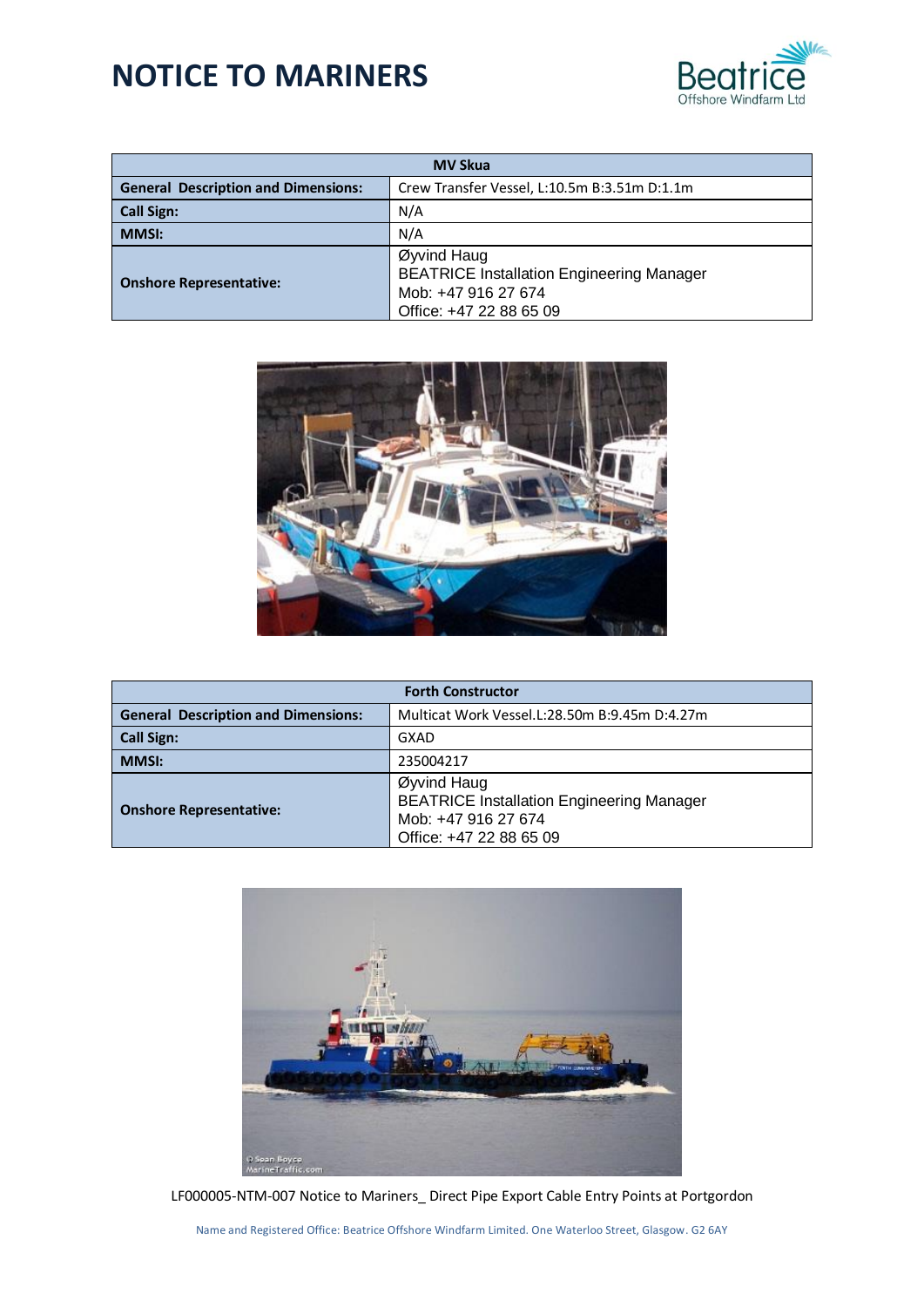| MV Skua | |
|---|---|
| **General Description and Dimensions:** | Crew Transfer Vessel, L:10.5m B:3.51m D:1.1m |
| **Call Sign:** | N/A |
| **MMSI:** | N/A |
| **Onshore Representative:** | Øyvind Haug<br>BEATRICE Installation Engineering Manager<br>Mob: +47 916 27 674<br>Office: +47 22 88 65 09 |

| Forth Constructor | |
|---|---|
| **General Description and Dimensions:** | Multicat Work Vessel.L:28.50m B:9.45m D:4.27m |
| **Call Sign:** | GXAD |
| **MMSI:** | 235004217 |
| **Onshore Representative:** | Øyvind Haug<br>BEATRICE Installation Engineering Manager<br>Mob: +47 916 27 674<br>Office: +47 22 88 65 09 |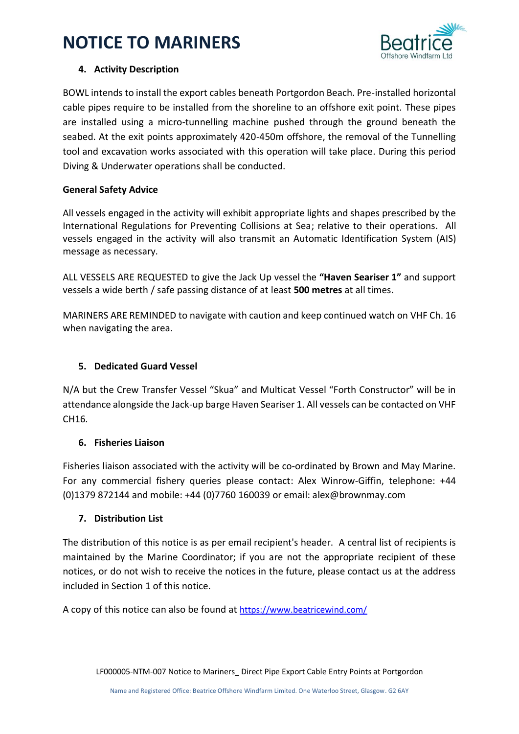## 4. Activity Description

BOWL intends to install the export cables beneath Portgordon Beach. Pre-installed horizontal cable pipes require to be installed from the shoreline to an offshore exit point. These pipes are installed using a micro-tunnelling machine pushed through the ground beneath the seabed. At the exit points approximately 420-450m offshore, the removal of the Tunnelling tool and excavation works associated with this operation will take place. During this period Diving & Underwater operations shall be conducted.

**General Safety Advice**

All vessels engaged in the activity will exhibit appropriate lights and shapes prescribed by the International Regulations for Preventing Collisions at Sea; relative to their operations. All vessels engaged in the activity will also transmit an Automatic Identification System (AIS) message as necessary.

ALL VESSELS ARE REQUESTED to give the Jack Up vessel the **"Haven Seariser 1"** and support vessels a wide berth / safe passing distance of at least **500 metres** at all times.

MARINERS ARE REMINDED to navigate with caution and keep continued watch on VHF Ch. 16 when navigating the area.

## 5. Dedicated Guard Vessel

N/A but the Crew Transfer Vessel "Skua" and Multicat Vessel "Forth Constructor" will be in attendance alongside the Jack-up barge Haven Seariser 1. All vessels can be contacted on VHF CH16.

## 6. Fisheries Liaison

Fisheries liaison associated with the activity will be co-ordinated by Brown and May Marine. For any commercial fishery queries please contact: Alex Winrow-Giffin, telephone: +44 (0)1379 872144 and mobile: +44 (0)7760 160039 or email: alex@brownmay.com

## 7. Distribution List

The distribution of this notice is as per email recipient's header. A central list of recipients is maintained by the Marine Coordinator; if you are not the appropriate recipient of these notices, or do not wish to receive the notices in the future, please contact us at the address included in Section 1 of this notice.

A copy of this notice can also be found at https://www.beatricewind.com/